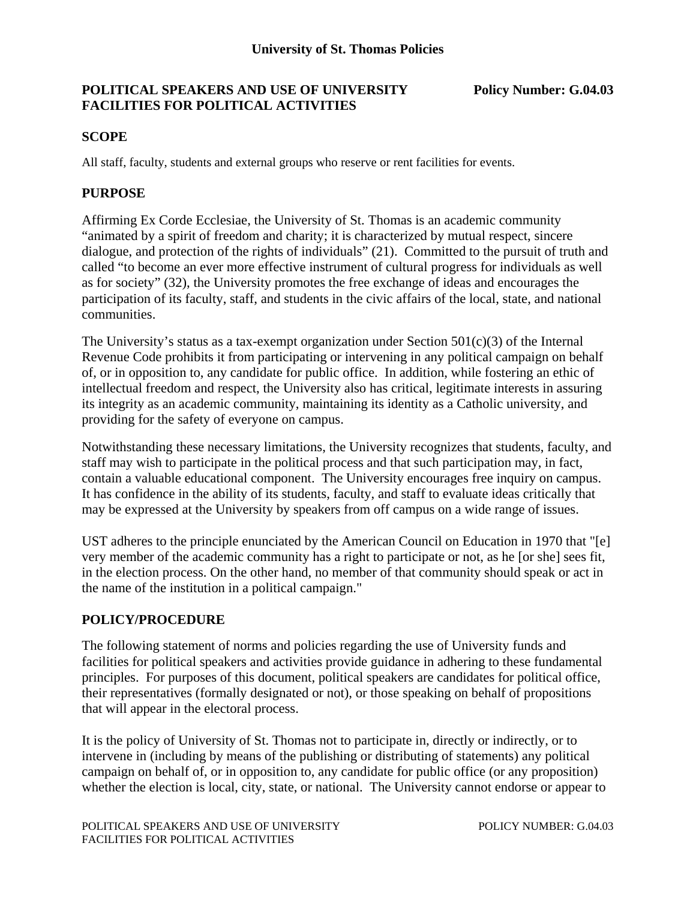**University of St. Thomas Policies**

## POLITICAL SPEAKERS AND USE OF UNIVERSITY FACILITIES FOR POLITICAL ACTIVITIES

**Policy Number: G.04.03**

### SCOPE

All staff, faculty, students and external groups who reserve or rent facilities for events.

### PURPOSE

Affirming Ex Corde Ecclesiae, the University of St. Thomas is an academic community "animated by a spirit of freedom and charity; it is characterized by mutual respect, sincere dialogue, and protection of the rights of individuals" (21). Committed to the pursuit of truth and called "to become an ever more effective instrument of cultural progress for individuals as well as for society" (32), the University promotes the free exchange of ideas and encourages the participation of its faculty, staff, and students in the civic affairs of the local, state, and national communities.

The University's status as a tax-exempt organization under Section 501(c)(3) of the Internal Revenue Code prohibits it from participating or intervening in any political campaign on behalf of, or in opposition to, any candidate for public office. In addition, while fostering an ethic of intellectual freedom and respect, the University also has critical, legitimate interests in assuring its integrity as an academic community, maintaining its identity as a Catholic university, and providing for the safety of everyone on campus.

Notwithstanding these necessary limitations, the University recognizes that students, faculty, and staff may wish to participate in the political process and that such participation may, in fact, contain a valuable educational component. The University encourages free inquiry on campus. It has confidence in the ability of its students, faculty, and staff to evaluate ideas critically that may be expressed at the University by speakers from off campus on a wide range of issues.

UST adheres to the principle enunciated by the American Council on Education in 1970 that "[e] very member of the academic community has a right to participate or not, as he [or she] sees fit, in the election process. On the other hand, no member of that community should speak or act in the name of the institution in a political campaign."

### POLICY/PROCEDURE

The following statement of norms and policies regarding the use of University funds and facilities for political speakers and activities provide guidance in adhering to these fundamental principles. For purposes of this document, political speakers are candidates for political office, their representatives (formally designated or not), or those speaking on behalf of propositions that will appear in the electoral process.

It is the policy of University of St. Thomas not to participate in, directly or indirectly, or to intervene in (including by means of the publishing or distributing of statements) any political campaign on behalf of, or in opposition to, any candidate for public office (or any proposition) whether the election is local, city, state, or national. The University cannot endorse or appear to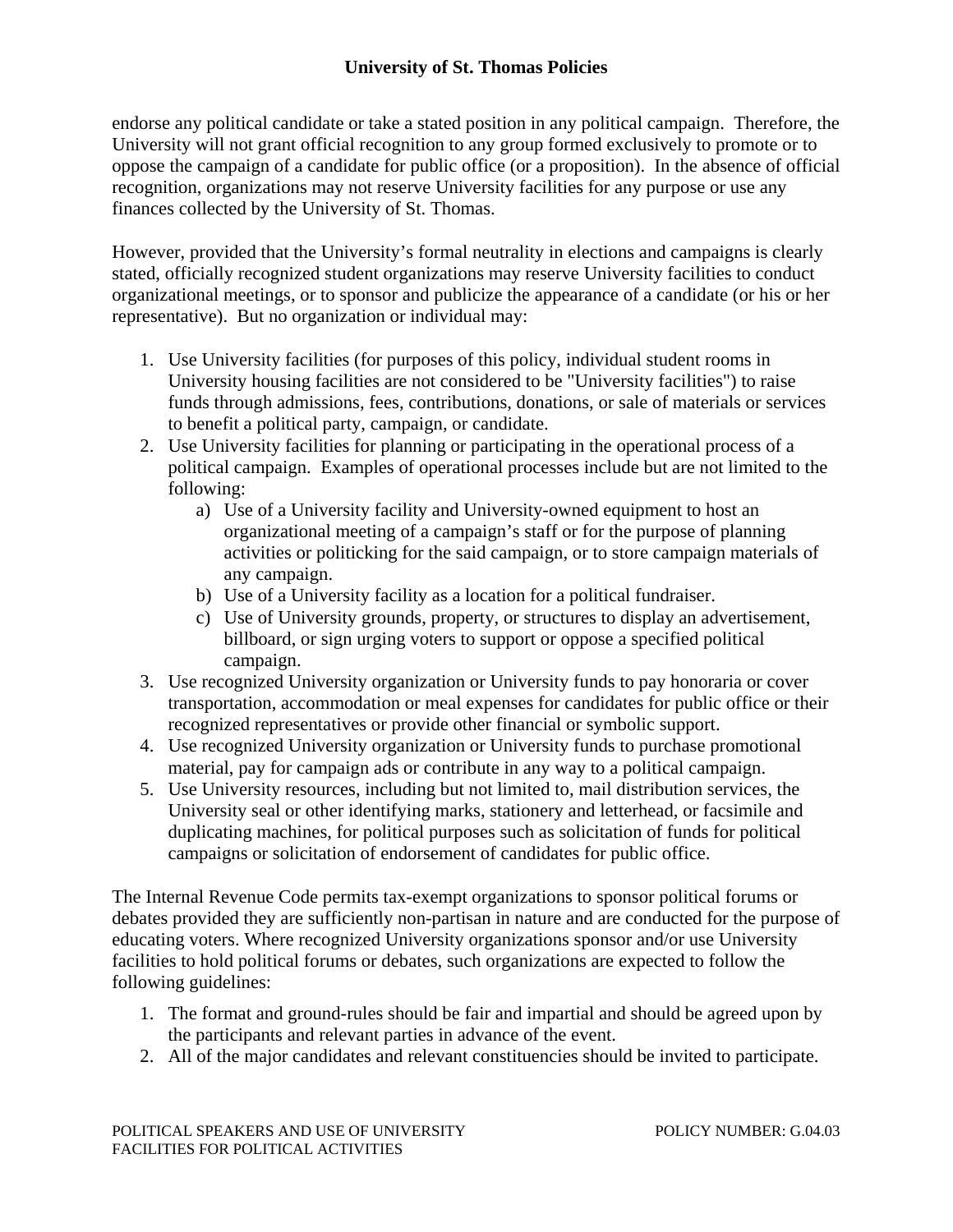endorse any political candidate or take a stated position in any political campaign. Therefore, the University will not grant official recognition to any group formed exclusively to promote or to oppose the campaign of a candidate for public office (or a proposition). In the absence of official recognition, organizations may not reserve University facilities for any purpose or use any finances collected by the University of St. Thomas.

However, provided that the University's formal neutrality in elections and campaigns is clearly stated, officially recognized student organizations may reserve University facilities to conduct organizational meetings, or to sponsor and publicize the appearance of a candidate (or his or her representative). But no organization or individual may:

1. Use University facilities (for purposes of this policy, individual student rooms in University housing facilities are not considered to be "University facilities") to raise funds through admissions, fees, contributions, donations, or sale of materials or services to benefit a political party, campaign, or candidate.
2. Use University facilities for planning or participating in the operational process of a political campaign. Examples of operational processes include but are not limited to the following:
   a) Use of a University facility and University-owned equipment to host an organizational meeting of a campaign's staff or for the purpose of planning activities or politicking for the said campaign, or to store campaign materials of any campaign.
   b) Use of a University facility as a location for a political fundraiser.
   c) Use of University grounds, property, or structures to display an advertisement, billboard, or sign urging voters to support or oppose a specified political campaign.
3. Use recognized University organization or University funds to pay honoraria or cover transportation, accommodation or meal expenses for candidates for public office or their recognized representatives or provide other financial or symbolic support.
4. Use recognized University organization or University funds to purchase promotional material, pay for campaign ads or contribute in any way to a political campaign.
5. Use University resources, including but not limited to, mail distribution services, the University seal or other identifying marks, stationery and letterhead, or facsimile and duplicating machines, for political purposes such as solicitation of funds for political campaigns or solicitation of endorsement of candidates for public office.

The Internal Revenue Code permits tax-exempt organizations to sponsor political forums or debates provided they are sufficiently non-partisan in nature and are conducted for the purpose of educating voters. Where recognized University organizations sponsor and/or use University facilities to hold political forums or debates, such organizations are expected to follow the following guidelines:

1. The format and ground-rules should be fair and impartial and should be agreed upon by the participants and relevant parties in advance of the event.
2. All of the major candidates and relevant constituencies should be invited to participate.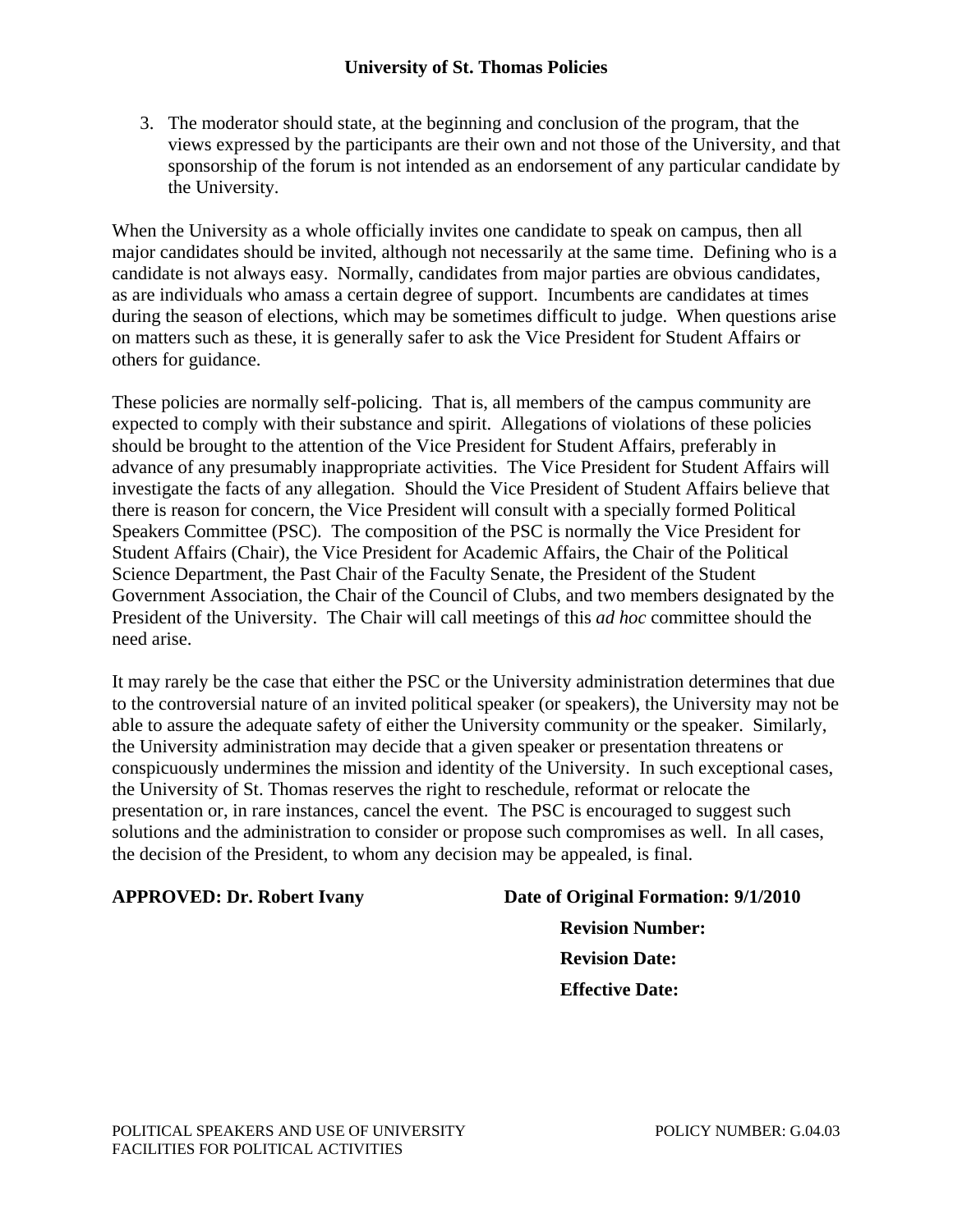3. The moderator should state, at the beginning and conclusion of the program, that the views expressed by the participants are their own and not those of the University, and that sponsorship of the forum is not intended as an endorsement of any particular candidate by the University.

When the University as a whole officially invites one candidate to speak on campus, then all major candidates should be invited, although not necessarily at the same time. Defining who is a candidate is not always easy. Normally, candidates from major parties are obvious candidates, as are individuals who amass a certain degree of support. Incumbents are candidates at times during the season of elections, which may be sometimes difficult to judge. When questions arise on matters such as these, it is generally safer to ask the Vice President for Student Affairs or others for guidance.

These policies are normally self-policing. That is, all members of the campus community are expected to comply with their substance and spirit. Allegations of violations of these policies should be brought to the attention of the Vice President for Student Affairs, preferably in advance of any presumably inappropriate activities. The Vice President for Student Affairs will investigate the facts of any allegation. Should the Vice President of Student Affairs believe that there is reason for concern, the Vice President will consult with a specially formed Political Speakers Committee (PSC). The composition of the PSC is normally the Vice President for Student Affairs (Chair), the Vice President for Academic Affairs, the Chair of the Political Science Department, the Past Chair of the Faculty Senate, the President of the Student Government Association, the Chair of the Council of Clubs, and two members designated by the President of the University. The Chair will call meetings of this *ad hoc* committee should the need arise.

It may rarely be the case that either the PSC or the University administration determines that due to the controversial nature of an invited political speaker (or speakers), the University may not be able to assure the adequate safety of either the University community or the speaker. Similarly, the University administration may decide that a given speaker or presentation threatens or conspicuously undermines the mission and identity of the University. In such exceptional cases, the University of St. Thomas reserves the right to reschedule, reformat or relocate the presentation or, in rare instances, cancel the event. The PSC is encouraged to suggest such solutions and the administration to consider or propose such compromises as well. In all cases, the decision of the President, to whom any decision may be appealed, is final.

**APPROVED: Dr. Robert Ivany**

**Date of Original Formation: 9/1/2010**

**Revision Number:**

**Revision Date:**

**Effective Date:**